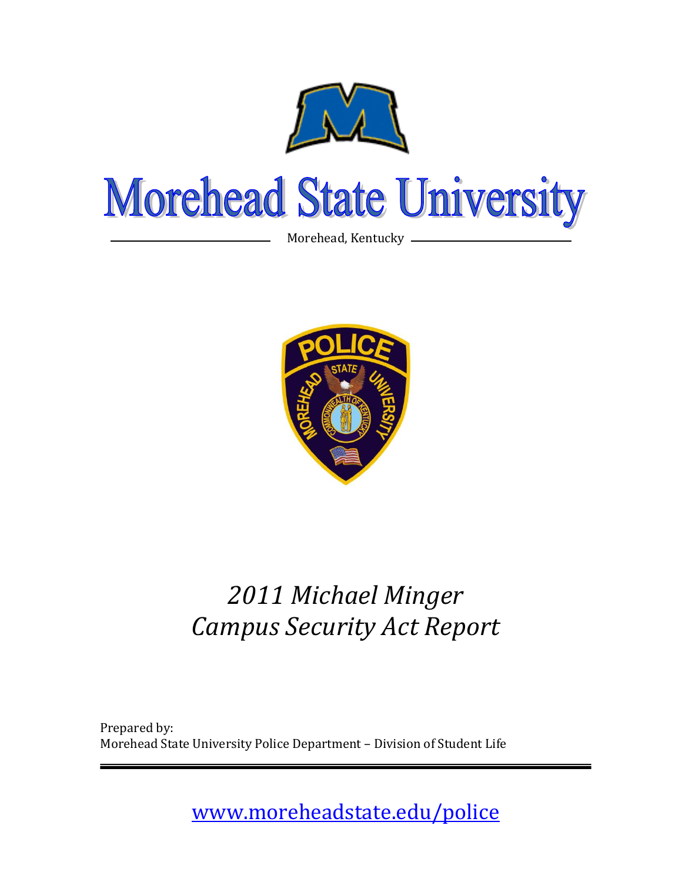# Morehead State University

Morehead, Kentucky

*2011 Michael Minger Campus Security Act Report*

Prepared by:
Morehead State University Police Department – Division of Student Life

www.moreheadstate.edu/police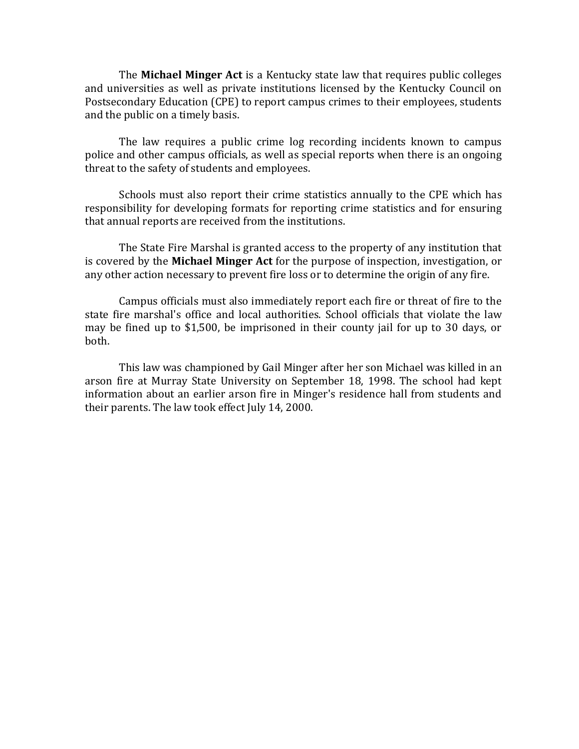The **Michael Minger Act** is a Kentucky state law that requires public colleges and universities as well as private institutions licensed by the Kentucky Council on Postsecondary Education (CPE) to report campus crimes to their employees, students and the public on a timely basis.

The law requires a public crime log recording incidents known to campus police and other campus officials, as well as special reports when there is an ongoing threat to the safety of students and employees.

Schools must also report their crime statistics annually to the CPE which has responsibility for developing formats for reporting crime statistics and for ensuring that annual reports are received from the institutions.

The State Fire Marshal is granted access to the property of any institution that is covered by the **Michael Minger Act** for the purpose of inspection, investigation, or any other action necessary to prevent fire loss or to determine the origin of any fire.

Campus officials must also immediately report each fire or threat of fire to the state fire marshal's office and local authorities. School officials that violate the law may be fined up to $1,500, be imprisoned in their county jail for up to 30 days, or both.

This law was championed by Gail Minger after her son Michael was killed in an arson fire at Murray State University on September 18, 1998. The school had kept information about an earlier arson fire in Minger's residence hall from students and their parents. The law took effect July 14, 2000.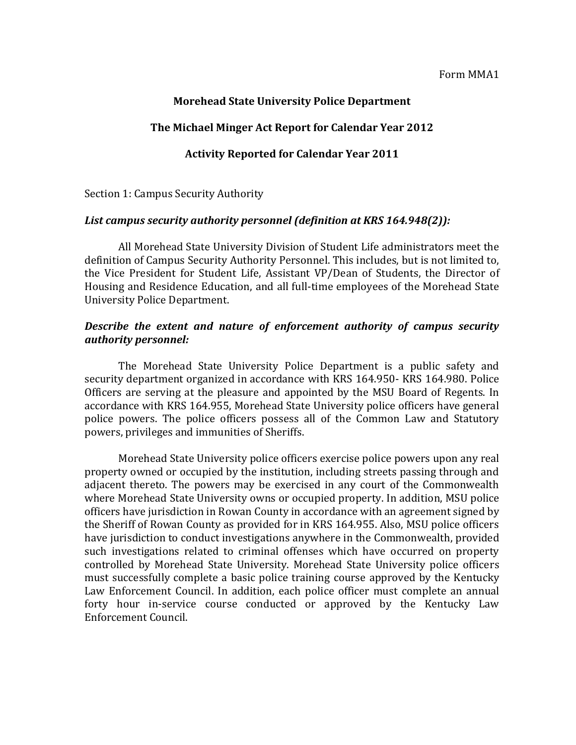Form MMA1

**Morehead State University Police Department**

**The Michael Minger Act Report for Calendar Year 2012**

**Activity Reported for Calendar Year 2011**

Section 1: Campus Security Authority

***List campus security authority personnel (definition at KRS 164.948(2)):***

All Morehead State University Division of Student Life administrators meet the definition of Campus Security Authority Personnel. This includes, but is not limited to, the Vice President for Student Life, Assistant VP/Dean of Students, the Director of Housing and Residence Education, and all full-time employees of the Morehead State University Police Department.

***Describe the extent and nature of enforcement authority of campus security authority personnel:***

The Morehead State University Police Department is a public safety and security department organized in accordance with KRS 164.950- KRS 164.980. Police Officers are serving at the pleasure and appointed by the MSU Board of Regents. In accordance with KRS 164.955, Morehead State University police officers have general police powers. The police officers possess all of the Common Law and Statutory powers, privileges and immunities of Sheriffs.

Morehead State University police officers exercise police powers upon any real property owned or occupied by the institution, including streets passing through and adjacent thereto. The powers may be exercised in any court of the Commonwealth where Morehead State University owns or occupied property. In addition, MSU police officers have jurisdiction in Rowan County in accordance with an agreement signed by the Sheriff of Rowan County as provided for in KRS 164.955. Also, MSU police officers have jurisdiction to conduct investigations anywhere in the Commonwealth, provided such investigations related to criminal offenses which have occurred on property controlled by Morehead State University. Morehead State University police officers must successfully complete a basic police training course approved by the Kentucky Law Enforcement Council. In addition, each police officer must complete an annual forty hour in-service course conducted or approved by the Kentucky Law Enforcement Council.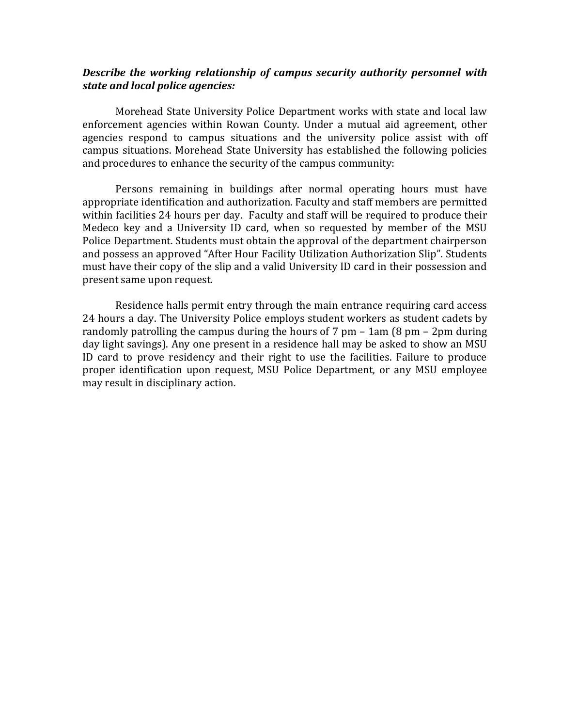***Describe the working relationship of campus security authority personnel with state and local police agencies:***

Morehead State University Police Department works with state and local law enforcement agencies within Rowan County. Under a mutual aid agreement, other agencies respond to campus situations and the university police assist with off campus situations. Morehead State University has established the following policies and procedures to enhance the security of the campus community:

Persons remaining in buildings after normal operating hours must have appropriate identification and authorization. Faculty and staff members are permitted within facilities 24 hours per day. Faculty and staff will be required to produce their Medeco key and a University ID card, when so requested by member of the MSU Police Department. Students must obtain the approval of the department chairperson and possess an approved "After Hour Facility Utilization Authorization Slip". Students must have their copy of the slip and a valid University ID card in their possession and present same upon request.

Residence halls permit entry through the main entrance requiring card access 24 hours a day. The University Police employs student workers as student cadets by randomly patrolling the campus during the hours of 7 pm – 1am (8 pm – 2pm during day light savings). Any one present in a residence hall may be asked to show an MSU ID card to prove residency and their right to use the facilities. Failure to produce proper identification upon request, MSU Police Department, or any MSU employee may result in disciplinary action.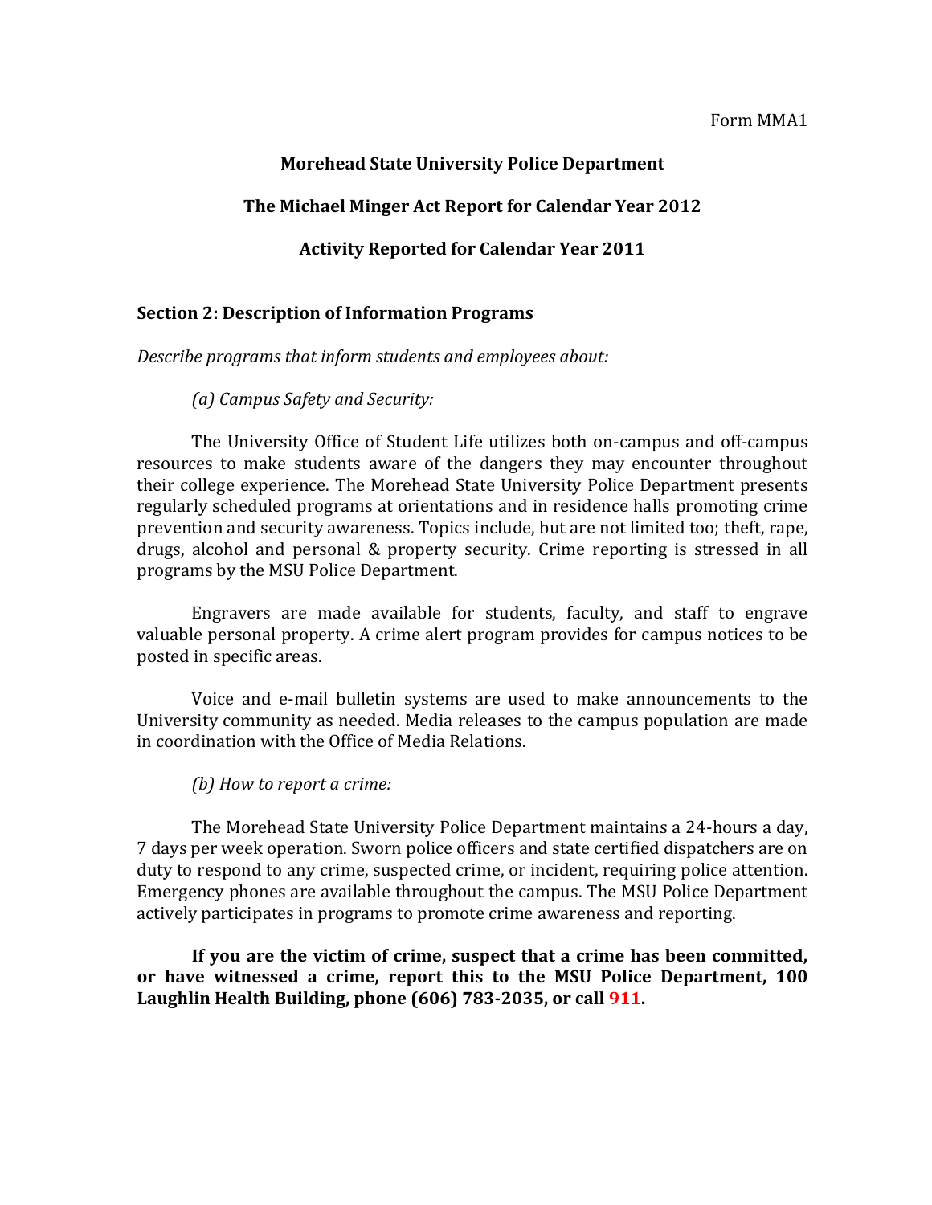Form MMA1

**Morehead State University Police Department**

**The Michael Minger Act Report for Calendar Year 2012**

**Activity Reported for Calendar Year 2011**

## Section 2: Description of Information Programs

*Describe programs that inform students and employees about:*

*(a) Campus Safety and Security:*

The University Office of Student Life utilizes both on-campus and off-campus resources to make students aware of the dangers they may encounter throughout their college experience. The Morehead State University Police Department presents regularly scheduled programs at orientations and in residence halls promoting crime prevention and security awareness. Topics include, but are not limited too; theft, rape, drugs, alcohol and personal & property security. Crime reporting is stressed in all programs by the MSU Police Department.

Engravers are made available for students, faculty, and staff to engrave valuable personal property. A crime alert program provides for campus notices to be posted in specific areas.

Voice and e-mail bulletin systems are used to make announcements to the University community as needed. Media releases to the campus population are made in coordination with the Office of Media Relations.

*(b) How to report a crime:*

The Morehead State University Police Department maintains a 24-hours a day, 7 days per week operation. Sworn police officers and state certified dispatchers are on duty to respond to any crime, suspected crime, or incident, requiring police attention. Emergency phones are available throughout the campus. The MSU Police Department actively participates in programs to promote crime awareness and reporting.

**If you are the victim of crime, suspect that a crime has been committed, or have witnessed a crime, report this to the MSU Police Department, 100 Laughlin Health Building, phone (606) 783-2035, or call 911.**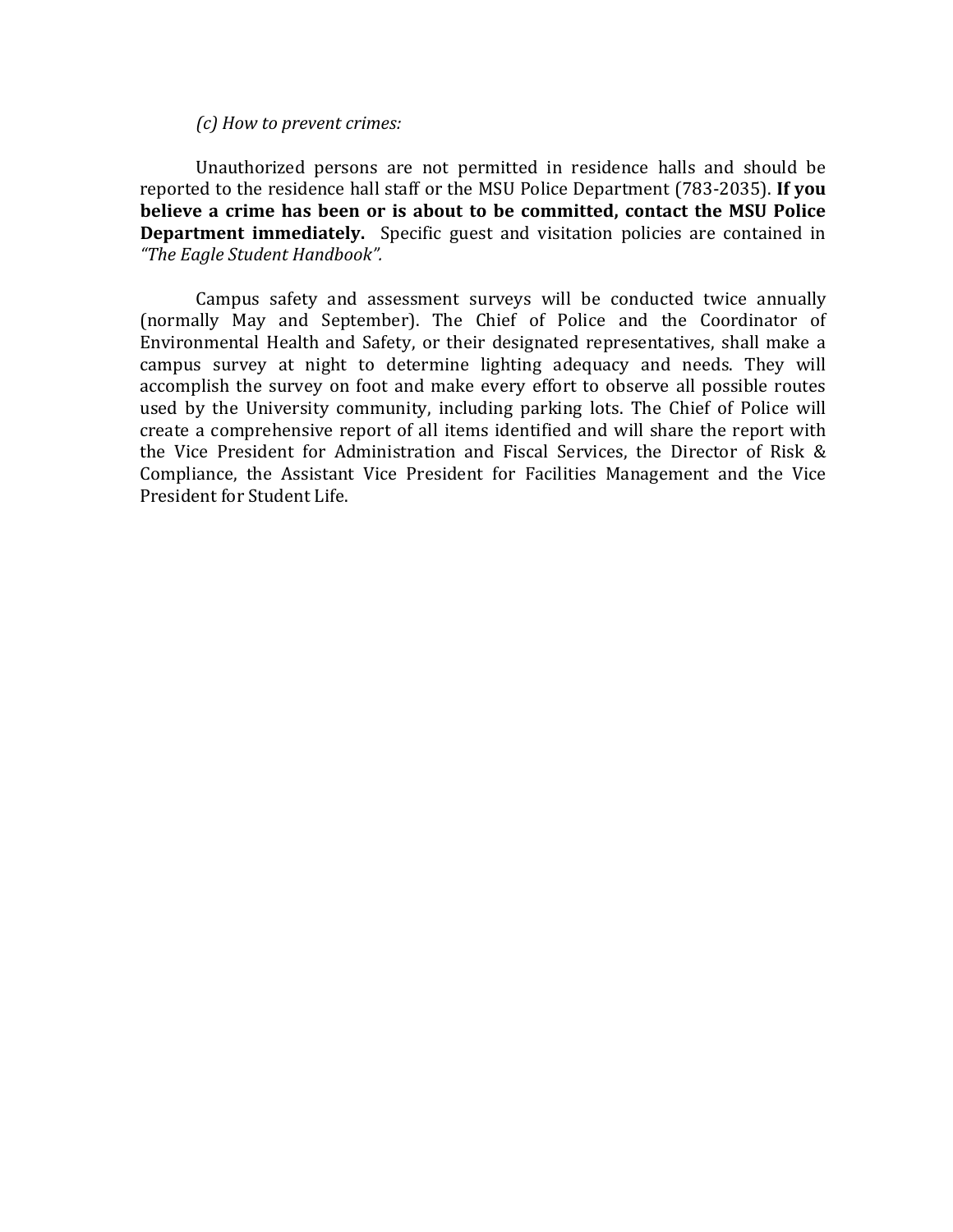*(c) How to prevent crimes:*

Unauthorized persons are not permitted in residence halls and should be reported to the residence hall staff or the MSU Police Department (783-2035). **If you believe a crime has been or is about to be committed, contact the MSU Police Department immediately.** Specific guest and visitation policies are contained in *"The Eagle Student Handbook".*

Campus safety and assessment surveys will be conducted twice annually (normally May and September). The Chief of Police and the Coordinator of Environmental Health and Safety, or their designated representatives, shall make a campus survey at night to determine lighting adequacy and needs. They will accomplish the survey on foot and make every effort to observe all possible routes used by the University community, including parking lots. The Chief of Police will create a comprehensive report of all items identified and will share the report with the Vice President for Administration and Fiscal Services, the Director of Risk & Compliance, the Assistant Vice President for Facilities Management and the Vice President for Student Life.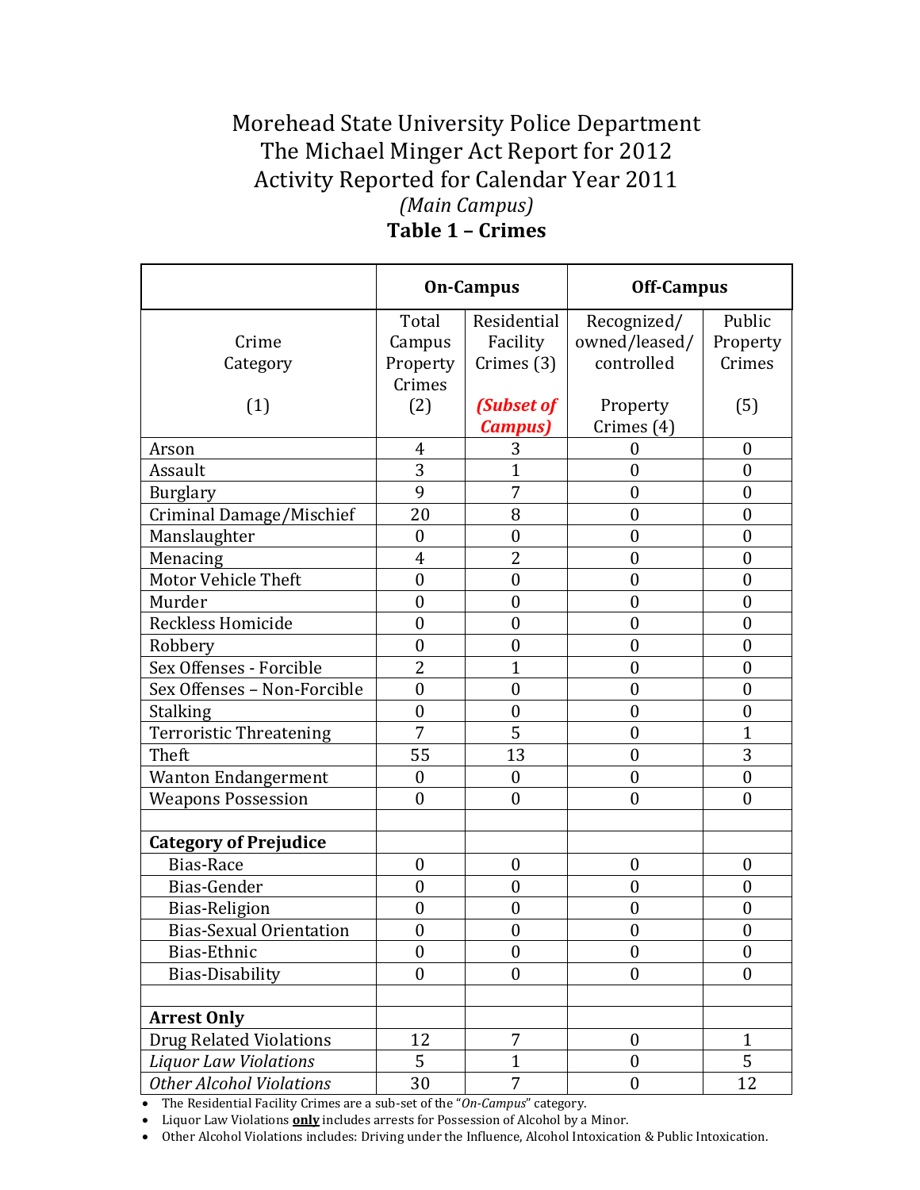# Morehead State University Police Department
# The Michael Minger Act Report for 2012
# Activity Reported for Calendar Year 2011

*(Main Campus)*

**Table 1 – Crimes**

| | On-Campus | | Off-Campus | |
|---|---|---|---|---|
| Crime Category (1) | Total Campus Property Crimes (2) | Residential Facility Crimes (3) ***(Subset of Campus)*** | Recognized/ owned/leased/ controlled Property Crimes (4) | Public Property Crimes (5) |
| Arson | 4 | 3 | 0 | 0 |
| Assault | 3 | 1 | 0 | 0 |
| Burglary | 9 | 7 | 0 | 0 |
| Criminal Damage/Mischief | 20 | 8 | 0 | 0 |
| Manslaughter | 0 | 0 | 0 | 0 |
| Menacing | 4 | 2 | 0 | 0 |
| Motor Vehicle Theft | 0 | 0 | 0 | 0 |
| Murder | 0 | 0 | 0 | 0 |
| Reckless Homicide | 0 | 0 | 0 | 0 |
| Robbery | 0 | 0 | 0 | 0 |
| Sex Offenses - Forcible | 2 | 1 | 0 | 0 |
| Sex Offenses – Non-Forcible | 0 | 0 | 0 | 0 |
| Stalking | 0 | 0 | 0 | 0 |
| Terroristic Threatening | 7 | 5 | 0 | 1 |
| Theft | 55 | 13 | 0 | 3 |
| Wanton Endangerment | 0 | 0 | 0 | 0 |
| Weapons Possession | 0 | 0 | 0 | 0 |
| | | | | |
| **Category of Prejudice** | | | | |
| Bias-Race | 0 | 0 | 0 | 0 |
| Bias-Gender | 0 | 0 | 0 | 0 |
| Bias-Religion | 0 | 0 | 0 | 0 |
| Bias-Sexual Orientation | 0 | 0 | 0 | 0 |
| Bias-Ethnic | 0 | 0 | 0 | 0 |
| Bias-Disability | 0 | 0 | 0 | 0 |
| | | | | |
| **Arrest Only** | | | | |
| Drug Related Violations | 12 | 7 | 0 | 1 |
| *Liquor Law Violations* | 5 | 1 | 0 | 5 |
| *Other Alcohol Violations* | 30 | 7 | 0 | 12 |

- The Residential Facility Crimes are a sub-set of the "*On-Campus*" category.
- Liquor Law Violations **only** includes arrests for Possession of Alcohol by a Minor.
- Other Alcohol Violations includes: Driving under the Influence, Alcohol Intoxication & Public Intoxication.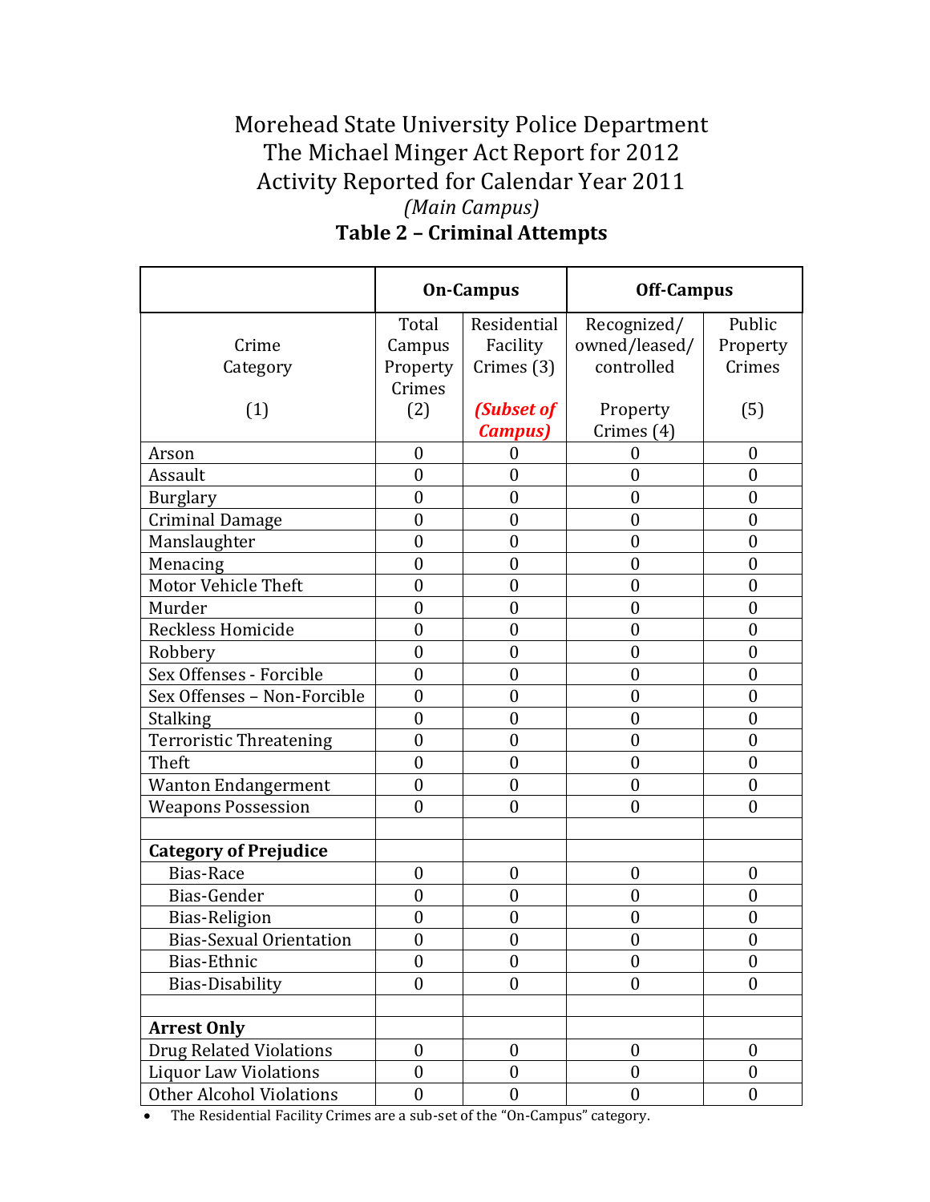# Morehead State University Police Department
# The Michael Minger Act Report for 2012
# Activity Reported for Calendar Year 2011

*(Main Campus)*

## Table 2 – Criminal Attempts

| | On-Campus | | Off-Campus | |
|---|---|---|---|---|
| Crime Category (1) | Total Campus Property Crimes (2) | Residential Facility Crimes (3) ***(Subset of Campus)*** | Recognized/ owned/leased/ controlled Property Crimes (4) | Public Property Crimes (5) |
| Arson | 0 | 0 | 0 | 0 |
| Assault | 0 | 0 | 0 | 0 |
| Burglary | 0 | 0 | 0 | 0 |
| Criminal Damage | 0 | 0 | 0 | 0 |
| Manslaughter | 0 | 0 | 0 | 0 |
| Menacing | 0 | 0 | 0 | 0 |
| Motor Vehicle Theft | 0 | 0 | 0 | 0 |
| Murder | 0 | 0 | 0 | 0 |
| Reckless Homicide | 0 | 0 | 0 | 0 |
| Robbery | 0 | 0 | 0 | 0 |
| Sex Offenses - Forcible | 0 | 0 | 0 | 0 |
| Sex Offenses – Non-Forcible | 0 | 0 | 0 | 0 |
| Stalking | 0 | 0 | 0 | 0 |
| Terroristic Threatening | 0 | 0 | 0 | 0 |
| Theft | 0 | 0 | 0 | 0 |
| Wanton Endangerment | 0 | 0 | 0 | 0 |
| Weapons Possession | 0 | 0 | 0 | 0 |
| | | | | |
| **Category of Prejudice** | | | | |
| Bias-Race | 0 | 0 | 0 | 0 |
| Bias-Gender | 0 | 0 | 0 | 0 |
| Bias-Religion | 0 | 0 | 0 | 0 |
| Bias-Sexual Orientation | 0 | 0 | 0 | 0 |
| Bias-Ethnic | 0 | 0 | 0 | 0 |
| Bias-Disability | 0 | 0 | 0 | 0 |
| | | | | |
| **Arrest Only** | | | | |
| Drug Related Violations | 0 | 0 | 0 | 0 |
| Liquor Law Violations | 0 | 0 | 0 | 0 |
| Other Alcohol Violations | 0 | 0 | 0 | 0 |

- The Residential Facility Crimes are a sub-set of the "On-Campus" category.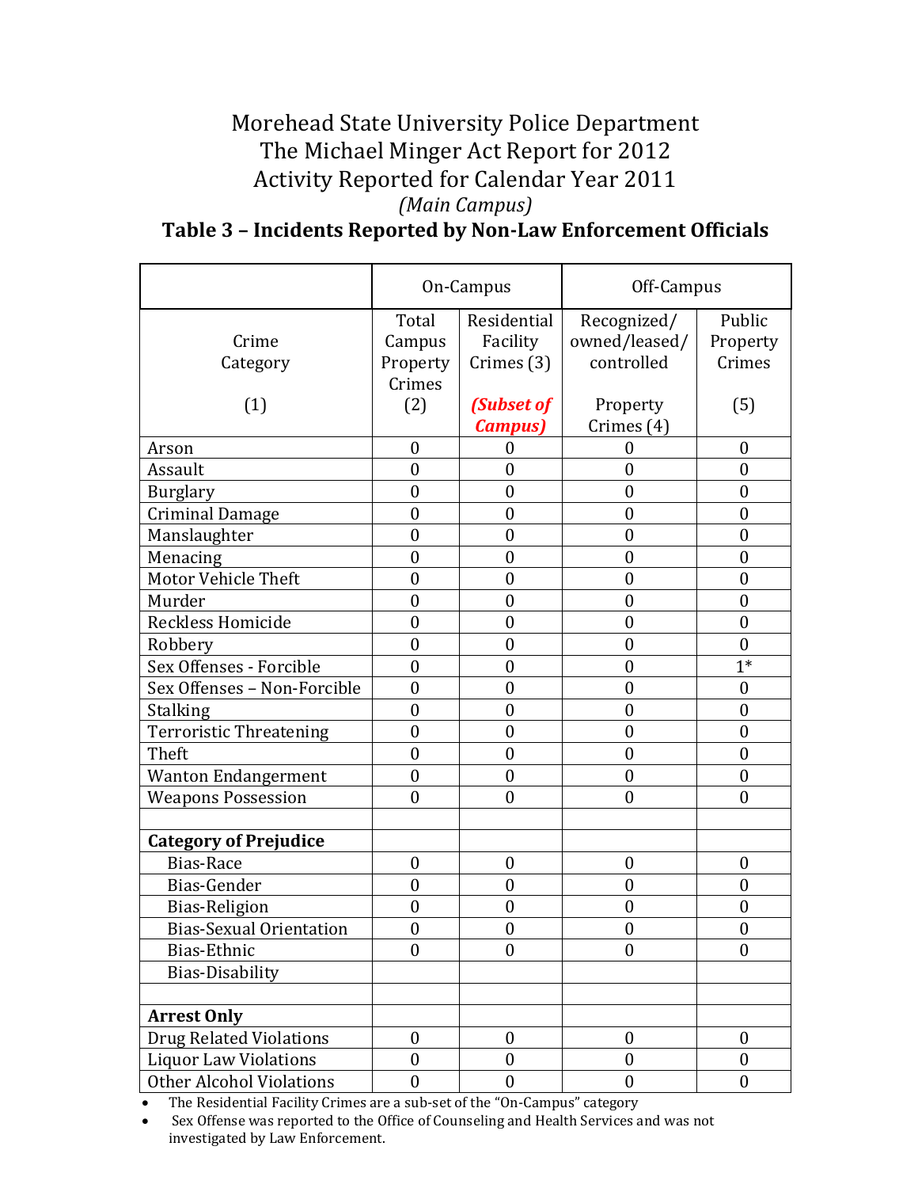# Morehead State University Police Department
# The Michael Minger Act Report for 2012
# Activity Reported for Calendar Year 2011

*(Main Campus)*

## Table 3 – Incidents Reported by Non-Law Enforcement Officials

| | On-Campus | | Off-Campus | |
|---|---|---|---|---|
| Crime Category (1) | Total Campus Property Crimes (2) | Residential Facility Crimes (3) ***(Subset of Campus)*** | Recognized/ owned/leased/ controlled Property Crimes (4) | Public Property Crimes (5) |
| Arson | 0 | 0 | 0 | 0 |
| Assault | 0 | 0 | 0 | 0 |
| Burglary | 0 | 0 | 0 | 0 |
| Criminal Damage | 0 | 0 | 0 | 0 |
| Manslaughter | 0 | 0 | 0 | 0 |
| Menacing | 0 | 0 | 0 | 0 |
| Motor Vehicle Theft | 0 | 0 | 0 | 0 |
| Murder | 0 | 0 | 0 | 0 |
| Reckless Homicide | 0 | 0 | 0 | 0 |
| Robbery | 0 | 0 | 0 | 0 |
| Sex Offenses - Forcible | 0 | 0 | 0 | 1* |
| Sex Offenses – Non-Forcible | 0 | 0 | 0 | 0 |
| Stalking | 0 | 0 | 0 | 0 |
| Terroristic Threatening | 0 | 0 | 0 | 0 |
| Theft | 0 | 0 | 0 | 0 |
| Wanton Endangerment | 0 | 0 | 0 | 0 |
| Weapons Possession | 0 | 0 | 0 | 0 |
| | | | | |
| **Category of Prejudice** | | | | |
| Bias-Race | 0 | 0 | 0 | 0 |
| Bias-Gender | 0 | 0 | 0 | 0 |
| Bias-Religion | 0 | 0 | 0 | 0 |
| Bias-Sexual Orientation | 0 | 0 | 0 | 0 |
| Bias-Ethnic | 0 | 0 | 0 | 0 |
| Bias-Disability | | | | |
| | | | | |
| **Arrest Only** | | | | |
| Drug Related Violations | 0 | 0 | 0 | 0 |
| Liquor Law Violations | 0 | 0 | 0 | 0 |
| Other Alcohol Violations | 0 | 0 | 0 | 0 |

- The Residential Facility Crimes are a sub-set of the "On-Campus" category
- Sex Offense was reported to the Office of Counseling and Health Services and was not investigated by Law Enforcement.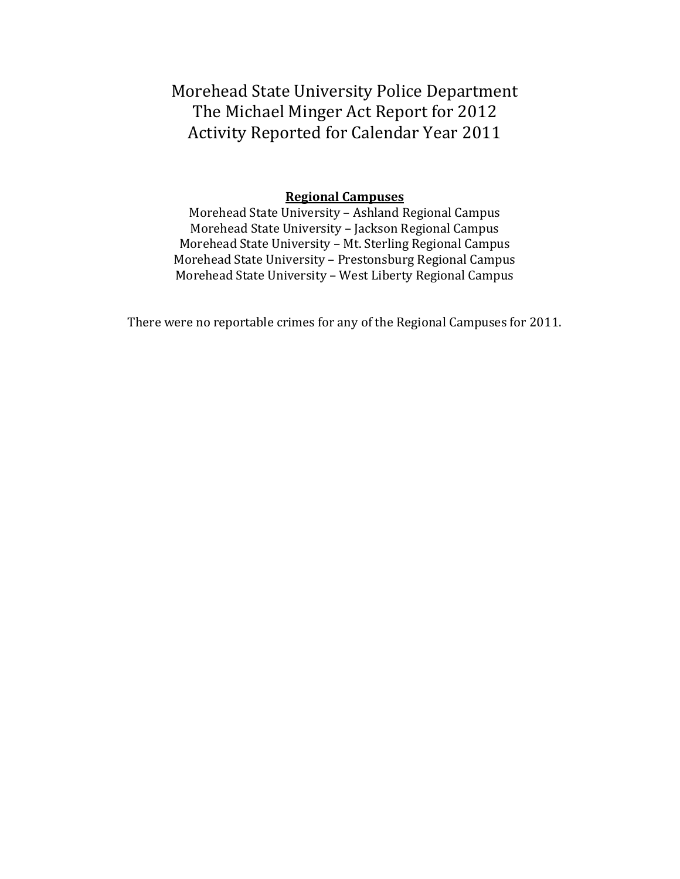# Morehead State University Police Department
# The Michael Minger Act Report for 2012
# Activity Reported for Calendar Year 2011

**Regional Campuses**

Morehead State University – Ashland Regional Campus
Morehead State University – Jackson Regional Campus
Morehead State University – Mt. Sterling Regional Campus
Morehead State University – Prestonsburg Regional Campus
Morehead State University – West Liberty Regional Campus

There were no reportable crimes for any of the Regional Campuses for 2011.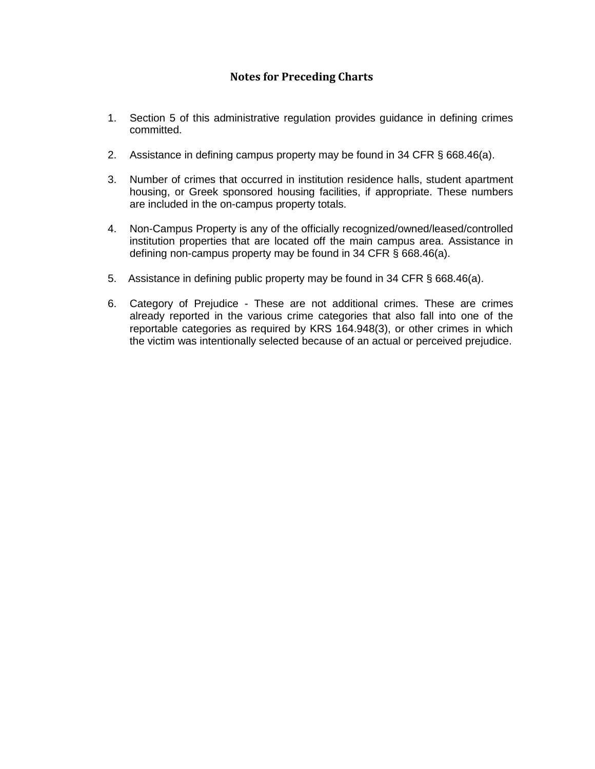## Notes for Preceding Charts

1. Section 5 of this administrative regulation provides guidance in defining crimes committed.

2. Assistance in defining campus property may be found in 34 CFR § 668.46(a).

3. Number of crimes that occurred in institution residence halls, student apartment housing, or Greek sponsored housing facilities, if appropriate. These numbers are included in the on-campus property totals.

4. Non-Campus Property is any of the officially recognized/owned/leased/controlled institution properties that are located off the main campus area. Assistance in defining non-campus property may be found in 34 CFR § 668.46(a).

5. Assistance in defining public property may be found in 34 CFR § 668.46(a).

6. Category of Prejudice - These are not additional crimes. These are crimes already reported in the various crime categories that also fall into one of the reportable categories as required by KRS 164.948(3), or other crimes in which the victim was intentionally selected because of an actual or perceived prejudice.